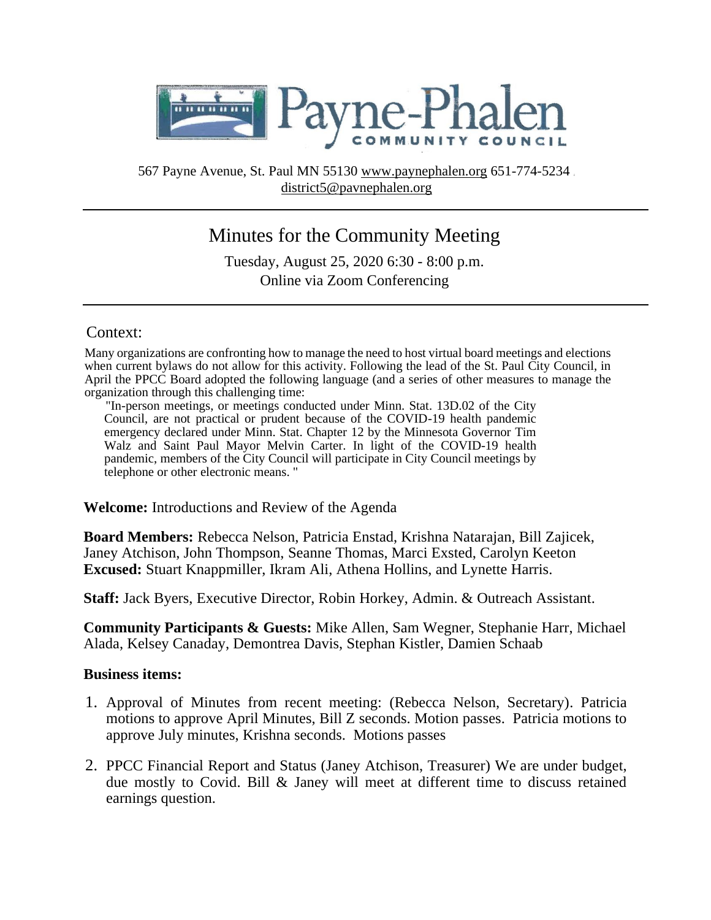# Payne-Phalen COMMUNITY COUNCIL

567 Payne Avenue, St. Paul MN 55130 www.paynephalen.org 651-774-5234
district5@pavnephalen.org

## Minutes for the Community Meeting

Tuesday, August 25, 2020 6:30 - 8:00 p.m.
Online via Zoom Conferencing

### Context:

Many organizations are confronting how to manage the need to host virtual board meetings and elections when current bylaws do not allow for this activity. Following the lead of the St. Paul City Council, in April the PPCC Board adopted the following language (and a series of other measures to manage the organization through this challenging time:

> "In-person meetings, or meetings conducted under Minn. Stat. 13D.02 of the City Council, are not practical or prudent because of the COVID-19 health pandemic emergency declared under Minn. Stat. Chapter 12 by the Minnesota Governor Tim Walz and Saint Paul Mayor Melvin Carter. In light of the COVID-19 health pandemic, members of the City Council will participate in City Council meetings by telephone or other electronic means. "

**Welcome:** Introductions and Review of the Agenda

**Board Members:** Rebecca Nelson, Patricia Enstad, Krishna Natarajan, Bill Zajicek, Janey Atchison, John Thompson, Seanne Thomas, Marci Exsted, Carolyn Keeton
**Excused:** Stuart Knappmiller, Ikram Ali, Athena Hollins, and Lynette Harris.

**Staff:** Jack Byers, Executive Director, Robin Horkey, Admin. & Outreach Assistant.

**Community Participants & Guests:** Mike Allen, Sam Wegner, Stephanie Harr, Michael Alada, Kelsey Canaday, Demontrea Davis, Stephan Kistler, Damien Schaab

**Business items:**

1. Approval of Minutes from recent meeting: (Rebecca Nelson, Secretary). Patricia motions to approve April Minutes, Bill Z seconds. Motion passes. Patricia motions to approve July minutes, Krishna seconds. Motions passes

2. PPCC Financial Report and Status (Janey Atchison, Treasurer) We are under budget, due mostly to Covid. Bill & Janey will meet at different time to discuss retained earnings question.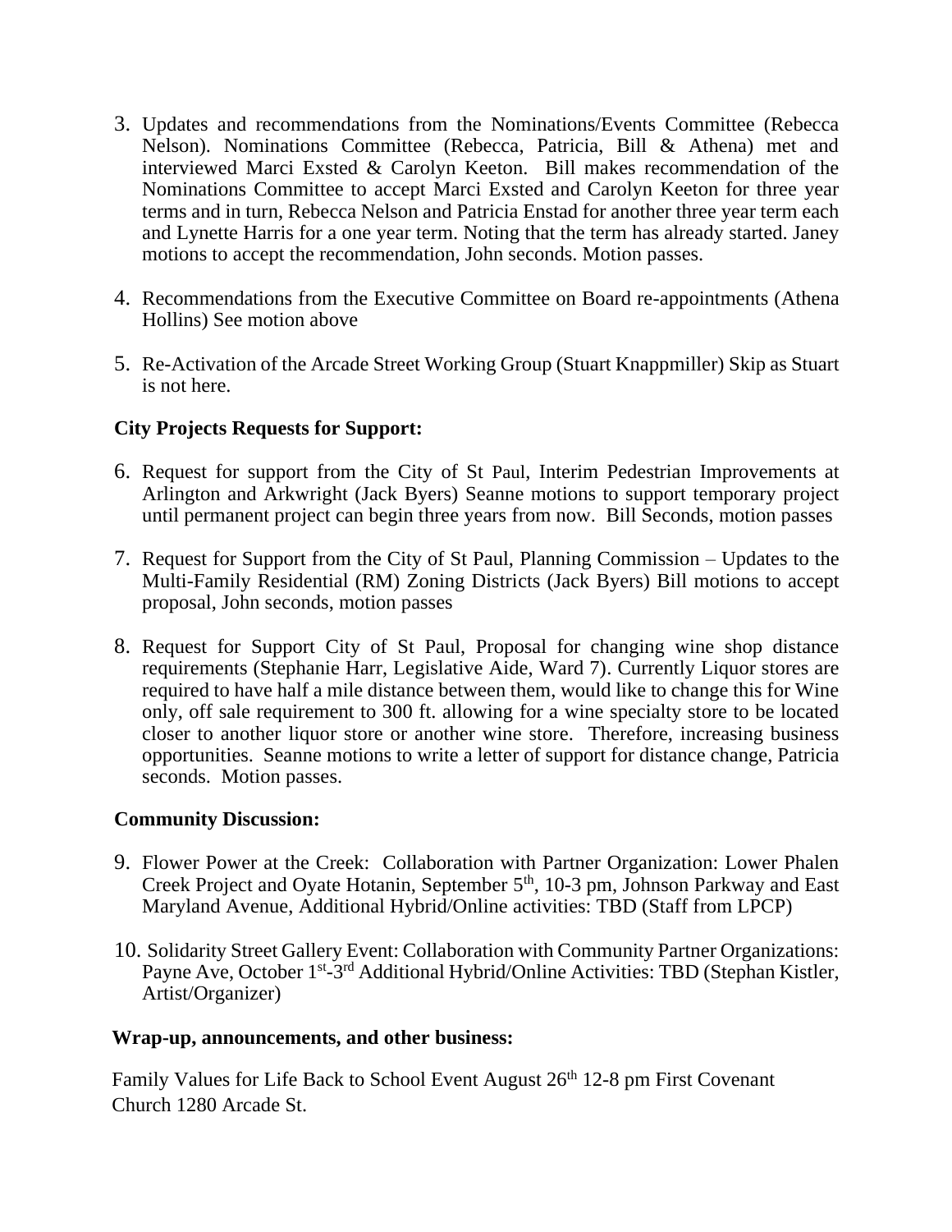3. Updates and recommendations from the Nominations/Events Committee (Rebecca Nelson). Nominations Committee (Rebecca, Patricia, Bill & Athena) met and interviewed Marci Exsted & Carolyn Keeton. Bill makes recommendation of the Nominations Committee to accept Marci Exsted and Carolyn Keeton for three year terms and in turn, Rebecca Nelson and Patricia Enstad for another three year term each and Lynette Harris for a one year term. Noting that the term has already started. Janey motions to accept the recommendation, John seconds. Motion passes.

4. Recommendations from the Executive Committee on Board re-appointments (Athena Hollins) See motion above

5. Re-Activation of the Arcade Street Working Group (Stuart Knappmiller) Skip as Stuart is not here.

**City Projects Requests for Support:**

6. Request for support from the City of St Paul, Interim Pedestrian Improvements at Arlington and Arkwright (Jack Byers) Seanne motions to support temporary project until permanent project can begin three years from now. Bill Seconds, motion passes

7. Request for Support from the City of St Paul, Planning Commission – Updates to the Multi-Family Residential (RM) Zoning Districts (Jack Byers) Bill motions to accept proposal, John seconds, motion passes

8. Request for Support City of St Paul, Proposal for changing wine shop distance requirements (Stephanie Harr, Legislative Aide, Ward 7). Currently Liquor stores are required to have half a mile distance between them, would like to change this for Wine only, off sale requirement to 300 ft. allowing for a wine specialty store to be located closer to another liquor store or another wine store. Therefore, increasing business opportunities. Seanne motions to write a letter of support for distance change, Patricia seconds. Motion passes.

**Community Discussion:**

9. Flower Power at the Creek: Collaboration with Partner Organization: Lower Phalen Creek Project and Oyate Hotanin, September 5th, 10-3 pm, Johnson Parkway and East Maryland Avenue, Additional Hybrid/Online activities: TBD (Staff from LPCP)

10. Solidarity Street Gallery Event: Collaboration with Community Partner Organizations: Payne Ave, October 1st-3rd Additional Hybrid/Online Activities: TBD (Stephan Kistler, Artist/Organizer)

**Wrap-up, announcements, and other business:**

Family Values for Life Back to School Event August 26th 12-8 pm First Covenant Church 1280 Arcade St.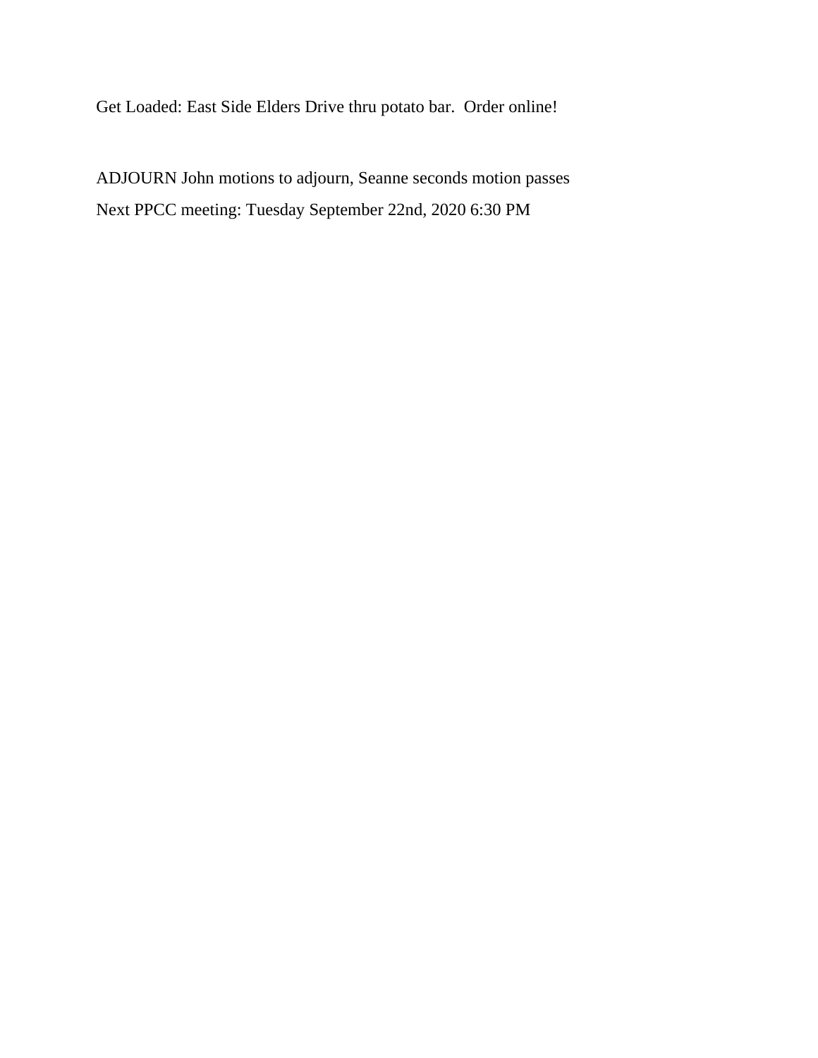Get Loaded: East Side Elders Drive thru potato bar.  Order online!

ADJOURN John motions to adjourn, Seanne seconds motion passes

Next PPCC meeting: Tuesday September 22nd, 2020 6:30 PM